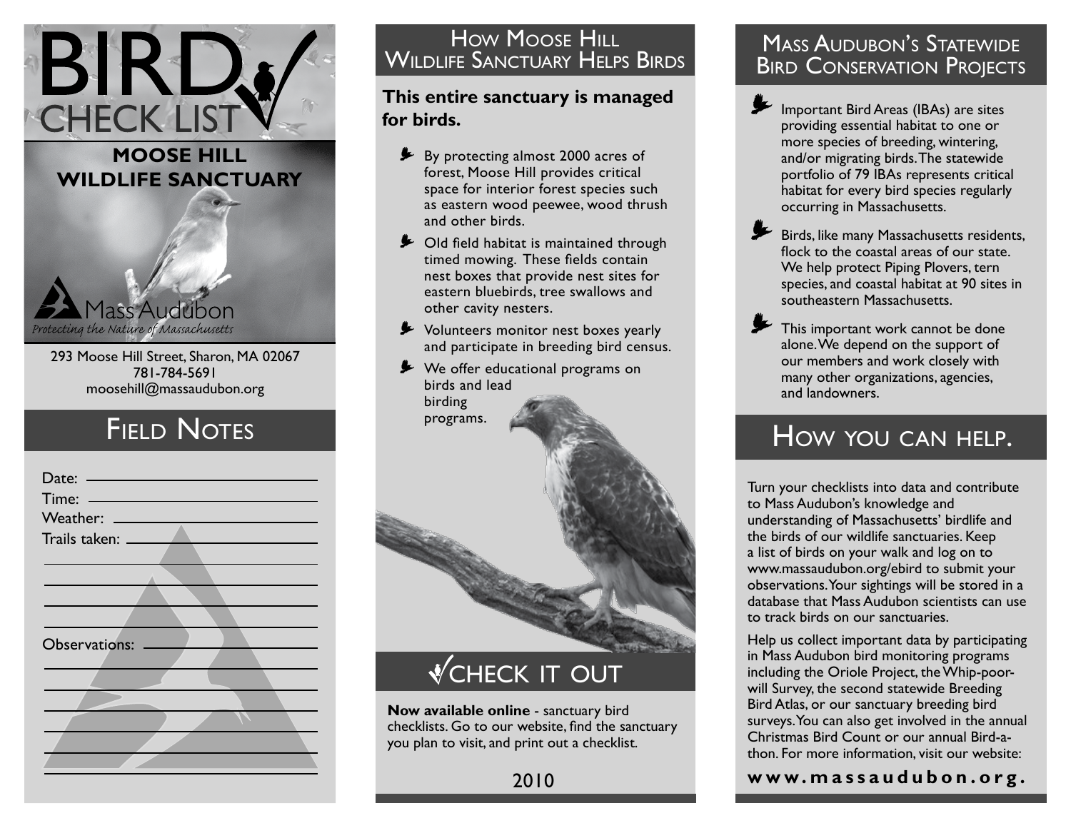# BIRD CHECK LIST

## MOOSE HILL WILDLIFE SANCTUARY

Mass Audubon

*Protecting the Nature of Massachusetts*

293 Moose Hill Street, Sharon, MA 02067
781-784-5691
moosehill@massaudubon.org

## Field Notes

Date:

Time:

Weather:

Trails taken:

Observations:

## How Moose Hill Wildlife Sanctuary Helps Birds

**This entire sanctuary is managed for birds.**

- By protecting almost 2000 acres of forest, Moose Hill provides critical space for interior forest species such as eastern wood peewee, wood thrush and other birds.
- Old field habitat is maintained through timed mowing. These fields contain nest boxes that provide nest sites for eastern bluebirds, tree swallows and other cavity nesters.
- Volunteers monitor nest boxes yearly and participate in breeding bird census.
- We offer educational programs on birds and lead birding programs.

## Check It Out

**Now available online** - sanctuary bird checklists. Go to our website, find the sanctuary you plan to visit, and print out a checklist.

2010

## Mass Audubon's Statewide Bird Conservation Projects

- Important Bird Areas (IBAs) are sites providing essential habitat to one or more species of breeding, wintering, and/or migrating birds. The statewide portfolio of 79 IBAs represents critical habitat for every bird species regularly occurring in Massachusetts.
- Birds, like many Massachusetts residents, flock to the coastal areas of our state. We help protect Piping Plovers, tern species, and coastal habitat at 90 sites in southeastern Massachusetts.
- This important work cannot be done alone. We depend on the support of our members and work closely with many other organizations, agencies, and landowners.

## How you can help.

Turn your checklists into data and contribute to Mass Audubon's knowledge and understanding of Massachusetts' birdlife and the birds of our wildlife sanctuaries. Keep a list of birds on your walk and log on to www.massaudubon.org/ebird to submit your observations. Your sightings will be stored in a database that Mass Audubon scientists can use to track birds on our sanctuaries.

Help us collect important data by participating in Mass Audubon bird monitoring programs including the Oriole Project, the Whip-poor-will Survey, the second statewide Breeding Bird Atlas, or our sanctuary breeding bird surveys. You can also get involved in the annual Christmas Bird Count or our annual Bird-a-thon. For more information, visit our website:

**www.massaudubon.org.**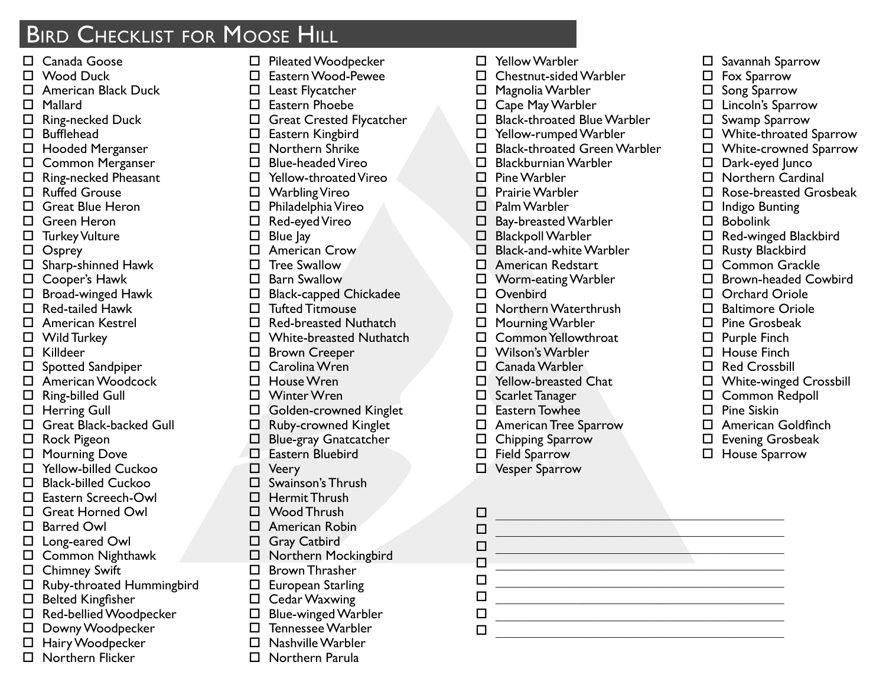# Bird Checklist for Moose Hill

- ☐ Canada Goose
- ☐ Wood Duck
- ☐ American Black Duck
- ☐ Mallard
- ☐ Ring-necked Duck
- ☐ Bufflehead
- ☐ Hooded Merganser
- ☐ Common Merganser
- ☐ Ring-necked Pheasant
- ☐ Ruffed Grouse
- ☐ Great Blue Heron
- ☐ Green Heron
- ☐ Turkey Vulture
- ☐ Osprey
- ☐ Sharp-shinned Hawk
- ☐ Cooper's Hawk
- ☐ Broad-winged Hawk
- ☐ Red-tailed Hawk
- ☐ American Kestrel
- ☐ Wild Turkey
- ☐ Killdeer
- ☐ Spotted Sandpiper
- ☐ American Woodcock
- ☐ Ring-billed Gull
- ☐ Herring Gull
- ☐ Great Black-backed Gull
- ☐ Rock Pigeon
- ☐ Mourning Dove
- ☐ Yellow-billed Cuckoo
- ☐ Black-billed Cuckoo
- ☐ Eastern Screech-Owl
- ☐ Great Horned Owl
- ☐ Barred Owl
- ☐ Long-eared Owl
- ☐ Common Nighthawk
- ☐ Chimney Swift
- ☐ Ruby-throated Hummingbird
- ☐ Belted Kingfisher
- ☐ Red-bellied Woodpecker
- ☐ Downy Woodpecker
- ☐ Hairy Woodpecker
- ☐ Northern Flicker
- ☐ Pileated Woodpecker
- ☐ Eastern Wood-Pewee
- ☐ Least Flycatcher
- ☐ Eastern Phoebe
- ☐ Great Crested Flycatcher
- ☐ Eastern Kingbird
- ☐ Northern Shrike
- ☐ Blue-headed Vireo
- ☐ Yellow-throated Vireo
- ☐ Warbling Vireo
- ☐ Philadelphia Vireo
- ☐ Red-eyed Vireo
- ☐ Blue Jay
- ☐ American Crow
- ☐ Tree Swallow
- ☐ Barn Swallow
- ☐ Black-capped Chickadee
- ☐ Tufted Titmouse
- ☐ Red-breasted Nuthatch
- ☐ White-breasted Nuthatch
- ☐ Brown Creeper
- ☐ Carolina Wren
- ☐ House Wren
- ☐ Winter Wren
- ☐ Golden-crowned Kinglet
- ☐ Ruby-crowned Kinglet
- ☐ Blue-gray Gnatcatcher
- ☐ Eastern Bluebird
- ☐ Veery
- ☐ Swainson's Thrush
- ☐ Hermit Thrush
- ☐ Wood Thrush
- ☐ American Robin
- ☐ Gray Catbird
- ☐ Northern Mockingbird
- ☐ Brown Thrasher
- ☐ European Starling
- ☐ Cedar Waxwing
- ☐ Blue-winged Warbler
- ☐ Tennessee Warbler
- ☐ Nashville Warbler
- ☐ Northern Parula
- ☐ Yellow Warbler
- ☐ Chestnut-sided Warbler
- ☐ Magnolia Warbler
- ☐ Cape May Warbler
- ☐ Black-throated Blue Warbler
- ☐ Yellow-rumped Warbler
- ☐ Black-throated Green Warbler
- ☐ Blackburnian Warbler
- ☐ Pine Warbler
- ☐ Prairie Warbler
- ☐ Palm Warbler
- ☐ Bay-breasted Warbler
- ☐ Blackpoll Warbler
- ☐ Black-and-white Warbler
- ☐ American Redstart
- ☐ Worm-eating Warbler
- ☐ Ovenbird
- ☐ Northern Waterthrush
- ☐ Mourning Warbler
- ☐ Common Yellowthroat
- ☐ Wilson's Warbler
- ☐ Canada Warbler
- ☐ Yellow-breasted Chat
- ☐ Scarlet Tanager
- ☐ Eastern Towhee
- ☐ American Tree Sparrow
- ☐ Chipping Sparrow
- ☐ Field Sparrow
- ☐ Vesper Sparrow
- ☐ Savannah Sparrow
- ☐ Fox Sparrow
- ☐ Song Sparrow
- ☐ Lincoln's Sparrow
- ☐ Swamp Sparrow
- ☐ White-throated Sparrow
- ☐ White-crowned Sparrow
- ☐ Dark-eyed Junco
- ☐ Northern Cardinal
- ☐ Rose-breasted Grosbeak
- ☐ Indigo Bunting
- ☐ Bobolink
- ☐ Red-winged Blackbird
- ☐ Rusty Blackbird
- ☐ Common Grackle
- ☐ Brown-headed Cowbird
- ☐ Orchard Oriole
- ☐ Baltimore Oriole
- ☐ Pine Grosbeak
- ☐ Purple Finch
- ☐ House Finch
- ☐ Red Crossbill
- ☐ White-winged Crossbill
- ☐ Common Redpoll
- ☐ Pine Siskin
- ☐ American Goldfinch
- ☐ Evening Grosbeak
- ☐ House Sparrow

- ☐ ____________________
- ☐ ____________________
- ☐ ____________________
- ☐ ____________________
- ☐ ____________________
- ☐ ____________________
- ☐ ____________________
- ☐ ____________________